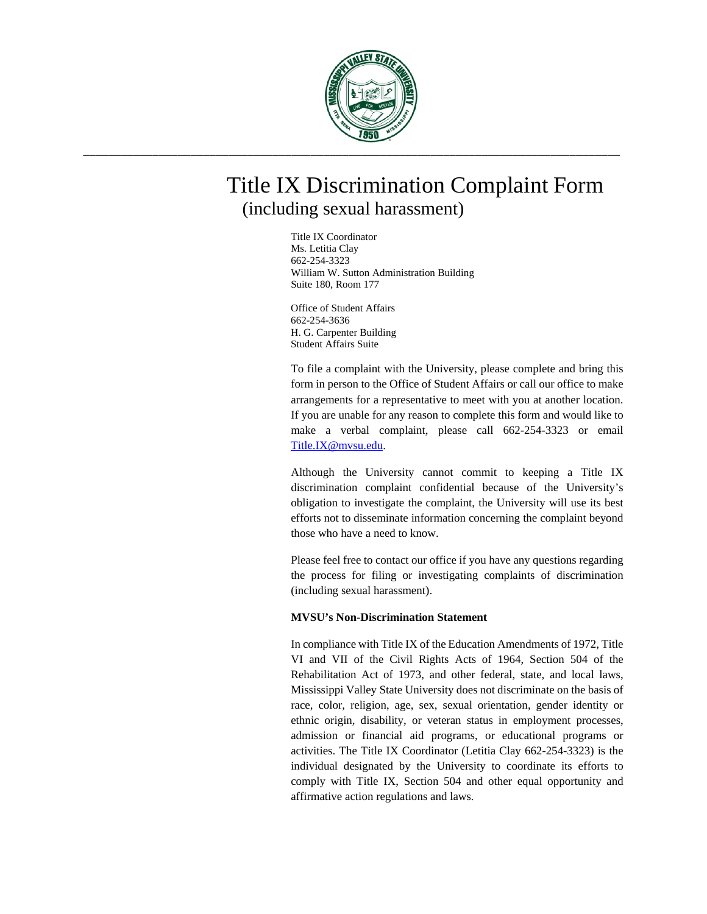# Title IX Discrimination Complaint Form

## (including sexual harassment)

Title IX Coordinator
Ms. Letitia Clay
662-254-3323
William W. Sutton Administration Building
Suite 180, Room 177

Office of Student Affairs
662-254-3636
H. G. Carpenter Building
Student Affairs Suite

To file a complaint with the University, please complete and bring this form in person to the Office of Student Affairs or call our office to make arrangements for a representative to meet with you at another location. If you are unable for any reason to complete this form and would like to make a verbal complaint, please call 662-254-3323 or email Title.IX@mvsu.edu.

Although the University cannot commit to keeping a Title IX discrimination complaint confidential because of the University's obligation to investigate the complaint, the University will use its best efforts not to disseminate information concerning the complaint beyond those who have a need to know.

Please feel free to contact our office if you have any questions regarding the process for filing or investigating complaints of discrimination (including sexual harassment).

**MVSU's Non-Discrimination Statement**

In compliance with Title IX of the Education Amendments of 1972, Title VI and VII of the Civil Rights Acts of 1964, Section 504 of the Rehabilitation Act of 1973, and other federal, state, and local laws, Mississippi Valley State University does not discriminate on the basis of race, color, religion, age, sex, sexual orientation, gender identity or ethnic origin, disability, or veteran status in employment processes, admission or financial aid programs, or educational programs or activities. The Title IX Coordinator (Letitia Clay 662-254-3323) is the individual designated by the University to coordinate its efforts to comply with Title IX, Section 504 and other equal opportunity and affirmative action regulations and laws.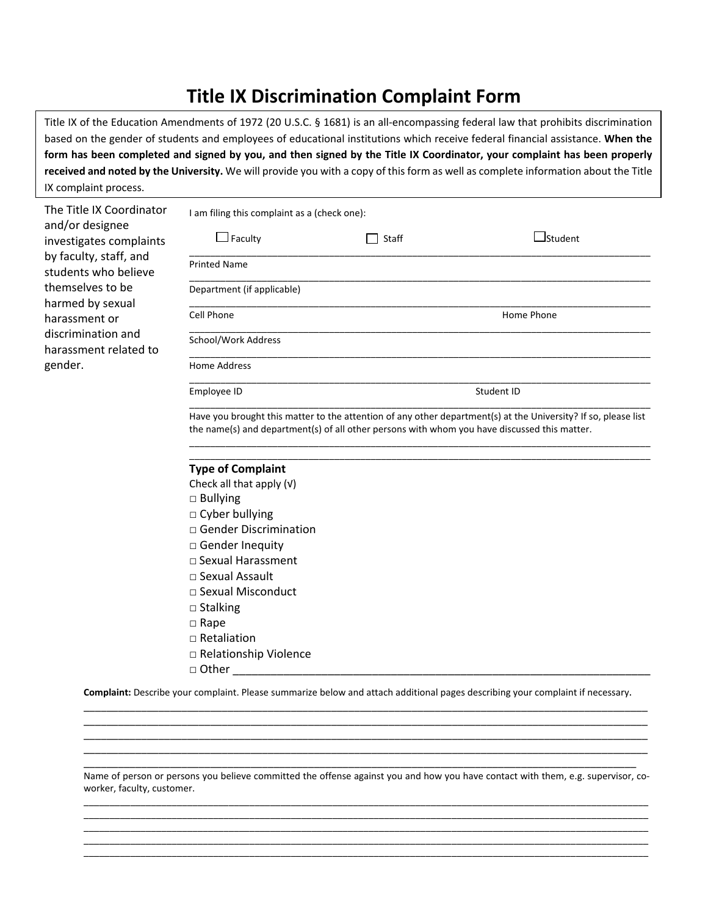# Title IX Discrimination Complaint Form

Title IX of the Education Amendments of 1972 (20 U.S.C. § 1681) is an all-encompassing federal law that prohibits discrimination based on the gender of students and employees of educational institutions which receive federal financial assistance. **When the form has been completed and signed by you, and then signed by the Title IX Coordinator, your complaint has been properly received and noted by the University.** We will provide you with a copy of this form as well as complete information about the Title IX complaint process.

The Title IX Coordinator and/or designee investigates complaints by faculty, staff, and students who believe themselves to be harmed by sexual harassment or discrimination and harassment related to gender.

I am filing this complaint as a (check one):

☐ Faculty ☐ Staff ☐ Student

______________________________________________________________________________

Printed Name

______________________________________________________________________________

Department (if applicable)

______________________________________________________________________________

Cell Phone Home Phone

______________________________________________________________________________

School/Work Address

______________________________________________________________________________

Home Address

______________________________________________________________________________

Employee ID Student ID

______________________________________________________________________________

Have you brought this matter to the attention of any other department(s) at the University? If so, please list the name(s) and department(s) of all other persons with whom you have discussed this matter.

______________________________________________________________________________

______________________________________________________________________________

**Type of Complaint**

Check all that apply (√)

- □ Bullying
- □ Cyber bullying
- □ Gender Discrimination
- □ Gender Inequity
- □ Sexual Harassment
- □ Sexual Assault
- □ Sexual Misconduct
- □ Stalking
- □ Rape
- □ Retaliation
- □ Relationship Violence
- □ Other ______________________________________________________________

**Complaint:** Describe your complaint. Please summarize below and attach additional pages describing your complaint if necessary.

______________________________________________________________________________

______________________________________________________________________________

______________________________________________________________________________

______________________________________________________________________________

______________________________________________________________________________

Name of person or persons you believe committed the offense against you and how you have contact with them, e.g. supervisor, co-worker, faculty, customer.

______________________________________________________________________________

______________________________________________________________________________

______________________________________________________________________________

______________________________________________________________________________

______________________________________________________________________________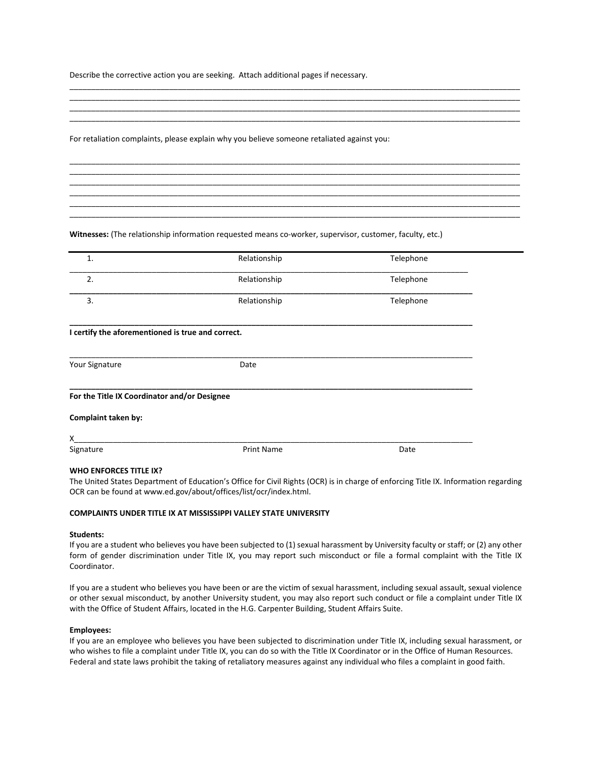Describe the corrective action you are seeking. Attach additional pages if necessary.

_______________________________________________________________________________________________
_______________________________________________________________________________________________
_______________________________________________________________________________________________
_______________________________________________________________________________________________

For retaliation complaints, please explain why you believe someone retaliated against you:

_______________________________________________________________________________________________
_______________________________________________________________________________________________
_______________________________________________________________________________________________
_______________________________________________________________________________________________
_______________________________________________________________________________________________
_______________________________________________________________________________________________

**Witnesses:** (The relationship information requested means co-worker, supervisor, customer, faculty, etc.)

| | | |
|---|---|---|
| 1. | Relationship | Telephone |
| 2. | Relationship | Telephone |
| 3. | Relationship | Telephone |

**I certify the aforementioned is true and correct.**

_______________________________________________________________________________________________

Your Signature　　　　　　　　　　Date

**For the Title IX Coordinator and/or Designee**

**Complaint taken by:**

X_____________________________________________________________________________________________

Signature　　　　　　　　　　Print Name　　　　　　　　　　Date

**WHO ENFORCES TITLE IX?**

The United States Department of Education's Office for Civil Rights (OCR) is in charge of enforcing Title IX. Information regarding OCR can be found at www.ed.gov/about/offices/list/ocr/index.html.

**COMPLAINTS UNDER TITLE IX AT MISSISSIPPI VALLEY STATE UNIVERSITY**

**Students:**

If you are a student who believes you have been subjected to (1) sexual harassment by University faculty or staff; or (2) any other form of gender discrimination under Title IX, you may report such misconduct or file a formal complaint with the Title IX Coordinator.

If you are a student who believes you have been or are the victim of sexual harassment, including sexual assault, sexual violence or other sexual misconduct, by another University student, you may also report such conduct or file a complaint under Title IX with the Office of Student Affairs, located in the H.G. Carpenter Building, Student Affairs Suite.

**Employees:**

If you are an employee who believes you have been subjected to discrimination under Title IX, including sexual harassment, or who wishes to file a complaint under Title IX, you can do so with the Title IX Coordinator or in the Office of Human Resources. Federal and state laws prohibit the taking of retaliatory measures against any individual who files a complaint in good faith.